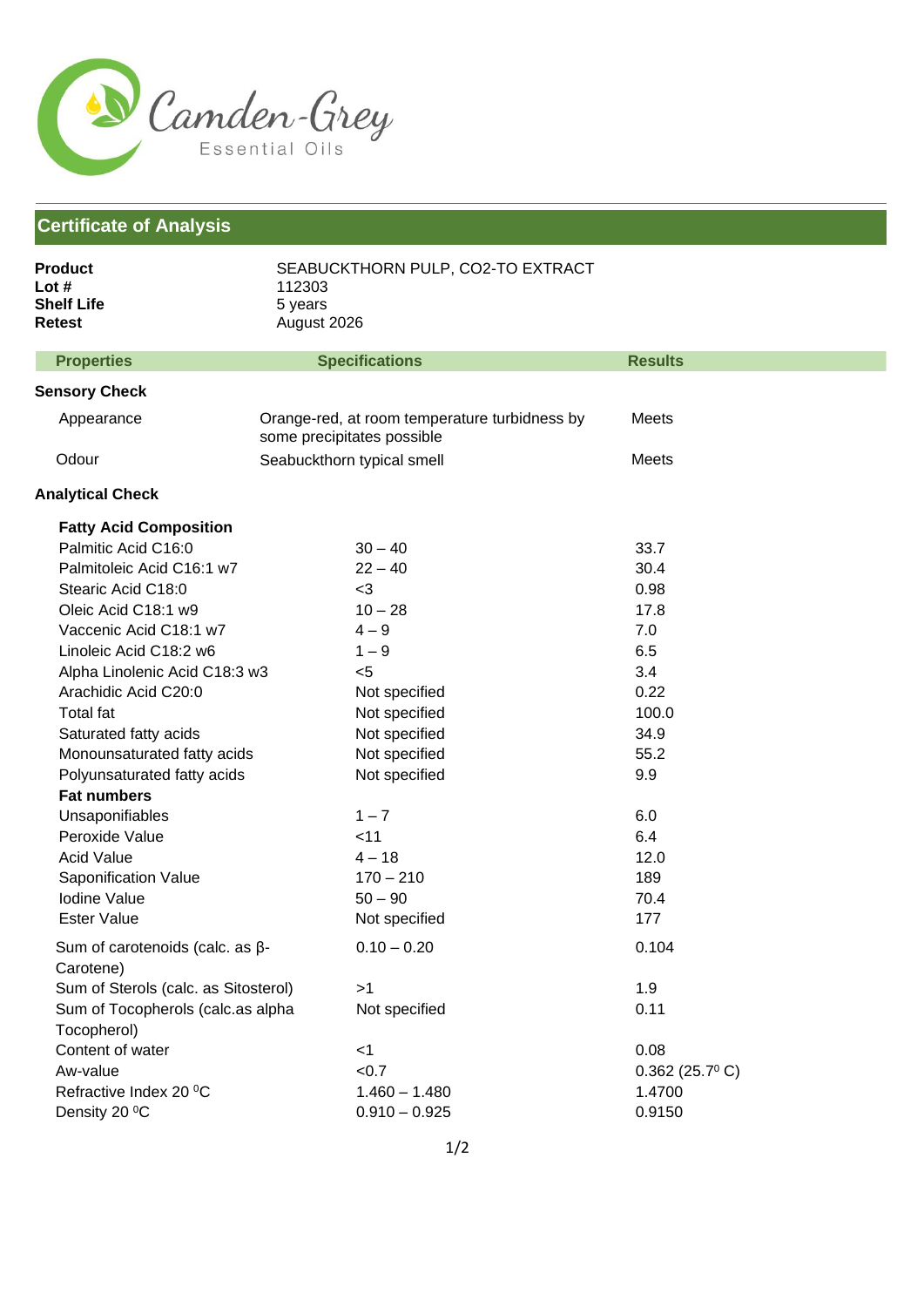Camden-Grey Essential Oils

## Certificate of Analysis

| | |
|---|---|
| **Product** | SEABUCKTHORN PULP, $CO_2$-TO EXTRACT |
| **Lot #** | 112303 |
| **Shelf Life** | 5 years |
| **Retest** | August 2026 |

| Properties | Specifications | Results |
|---|---|---|
| **Sensory Check** | | |
| Appearance | Orange-red, at room temperature turbidness by some precipitates possible | Meets |
| Odour | Seabuckthorn typical smell | Meets |
| **Analytical Check** | | |
| **Fatty Acid Composition** | | |
| Palmitic Acid C16:0 | 30 – 40 | 33.7 |
| Palmitoleic Acid C16:1 w7 | 22 – 40 | 30.4 |
| Stearic Acid C18:0 | <3 | 0.98 |
| Oleic Acid C18:1 w9 | 10 – 28 | 17.8 |
| Vaccenic Acid C18:1 w7 | 4 – 9 | 7.0 |
| Linoleic Acid C18:2 w6 | 1 – 9 | 6.5 |
| Alpha Linolenic Acid C18:3 w3 | <5 | 3.4 |
| Arachidic Acid C20:0 | Not specified | 0.22 |
| Total fat | Not specified | 100.0 |
| Saturated fatty acids | Not specified | 34.9 |
| Monounsaturated fatty acids | Not specified | 55.2 |
| Polyunsaturated fatty acids | Not specified | 9.9 |
| **Fat numbers** | | |
| Unsaponifiables | 1 – 7 | 6.0 |
| Peroxide Value | <11 | 6.4 |
| Acid Value | 4 – 18 | 12.0 |
| Saponification Value | 170 – 210 | 189 |
| Iodine Value | 50 – 90 | 70.4 |
| Ester Value | Not specified | 177 |
| Sum of carotenoids (calc. as β-Carotene) | 0.10 – 0.20 | 0.104 |
| Sum of Sterols (calc. as Sitosterol) | >1 | 1.9 |
| Sum of Tocopherols (calc.as alpha Tocopherol) | Not specified | 0.11 |
| Content of water | <1 | 0.08 |
| Aw-value | <0.7 | 0.362 (25.7 °C) |
| Refractive Index 20 °C | 1.460 – 1.480 | 1.4700 |
| Density 20 °C | 0.910 – 0.925 | 0.9150 |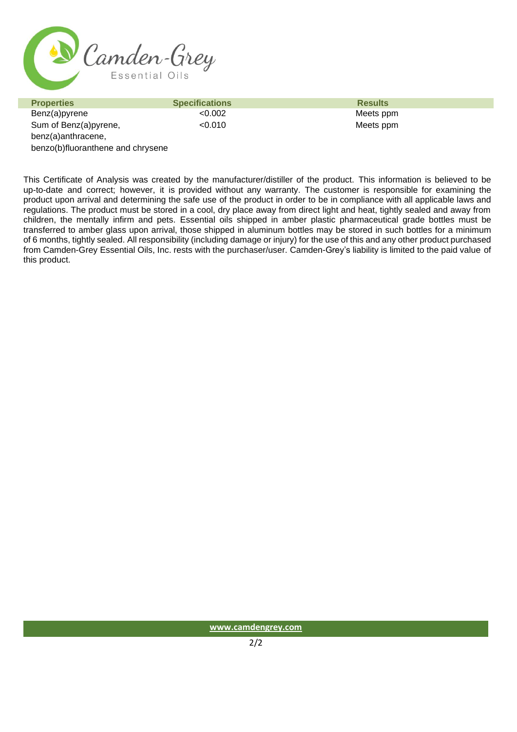| Properties | Specifications | Results |
| --- | --- | --- |
| Benz(a)pyrene | <0.002 | Meets ppm |
| Sum of Benz(a)pyrene, benz(a)anthracene, benzo(b)fluoranthene and chrysene | <0.010 | Meets ppm |

This Certificate of Analysis was created by the manufacturer/distiller of the product. This information is believed to be up-to-date and correct; however, it is provided without any warranty. The customer is responsible for examining the product upon arrival and determining the safe use of the product in order to be in compliance with all applicable laws and regulations. The product must be stored in a cool, dry place away from direct light and heat, tightly sealed and away from children, the mentally infirm and pets. Essential oils shipped in amber plastic pharmaceutical grade bottles must be transferred to amber glass upon arrival, those shipped in aluminum bottles may be stored in such bottles for a minimum of 6 months, tightly sealed. All responsibility (including damage or injury) for the use of this and any other product purchased from Camden-Grey Essential Oils, Inc. rests with the purchaser/user. Camden-Grey's liability is limited to the paid value of this product.

www.camdengrey.com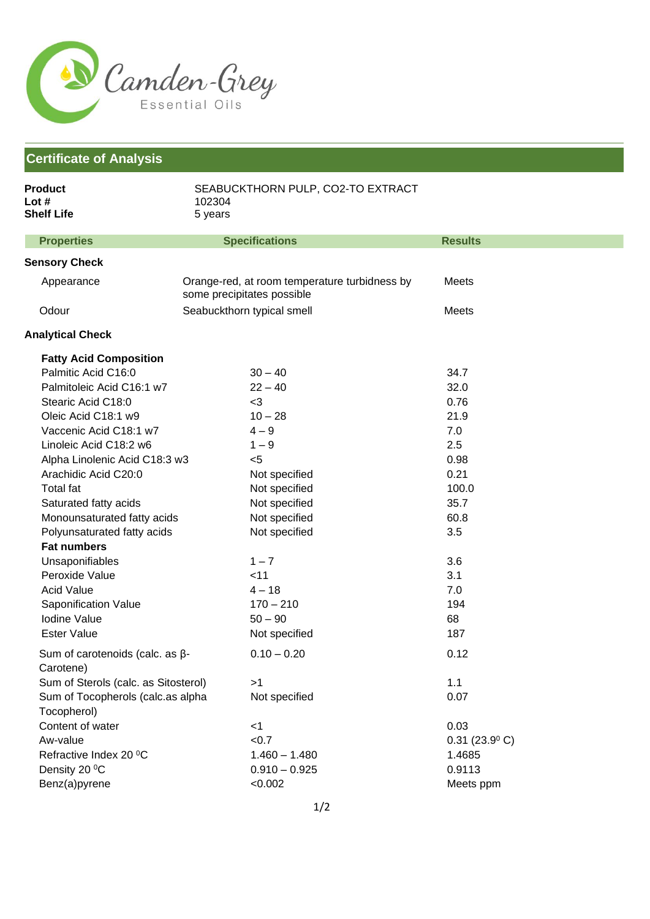Camden-Grey
Essential Oils

## Certificate of Analysis

**Product** SEABUCKTHORN PULP, CO2-TO EXTRACT
**Lot #** 102304
**Shelf Life** 5 years

| Properties | Specifications | Results |
|---|---|---|
| **Sensory Check** | | |
| Appearance | Orange-red, at room temperature turbidness by some precipitates possible | Meets |
| Odour | Seabuckthorn typical smell | Meets |
| **Analytical Check** | | |
| **Fatty Acid Composition** | | |
| Palmitic Acid C16:0 | 30 – 40 | 34.7 |
| Palmitoleic Acid C16:1 w7 | 22 – 40 | 32.0 |
| Stearic Acid C18:0 | <3 | 0.76 |
| Oleic Acid C18:1 w9 | 10 – 28 | 21.9 |
| Vaccenic Acid C18:1 w7 | 4 – 9 | 7.0 |
| Linoleic Acid C18:2 w6 | 1 – 9 | 2.5 |
| Alpha Linolenic Acid C18:3 w3 | <5 | 0.98 |
| Arachidic Acid C20:0 | Not specified | 0.21 |
| Total fat | Not specified | 100.0 |
| Saturated fatty acids | Not specified | 35.7 |
| Monounsaturated fatty acids | Not specified | 60.8 |
| Polyunsaturated fatty acids | Not specified | 3.5 |
| **Fat numbers** | | |
| Unsaponifiables | 1 – 7 | 3.6 |
| Peroxide Value | <11 | 3.1 |
| Acid Value | 4 – 18 | 7.0 |
| Saponification Value | 170 – 210 | 194 |
| Iodine Value | 50 – 90 | 68 |
| Ester Value | Not specified | 187 |
| Sum of carotenoids (calc. as β-Carotene) | 0.10 – 0.20 | 0.12 |
| Sum of Sterols (calc. as Sitosterol) | >1 | 1.1 |
| Sum of Tocopherols (calc.as alpha Tocopherol) | Not specified | 0.07 |
| Content of water | <1 | 0.03 |
| Aw-value | <0.7 | 0.31 (23.9 $^{0}$ C) |
| Refractive Index 20 $^{0}$C | 1.460 – 1.480 | 1.4685 |
| Density 20 $^{0}$C | 0.910 – 0.925 | 0.9113 |
| Benz(a)pyrene | <0.002 | Meets ppm |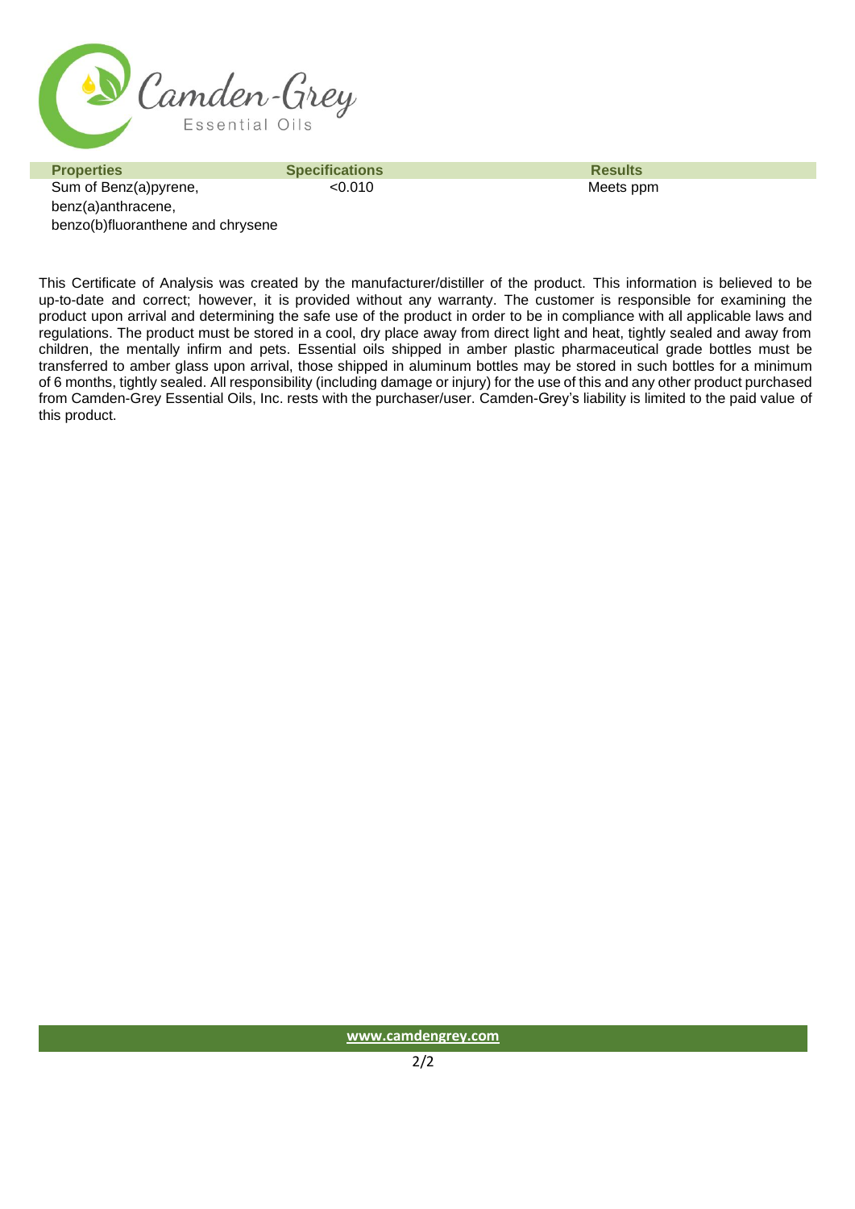| Properties | Specifications | Results |
| --- | --- | --- |
| Sum of Benz(a)pyrene, benz(a)anthracene, benzo(b)fluoranthene and chrysene | <0.010 | Meets ppm |

This Certificate of Analysis was created by the manufacturer/distiller of the product. This information is believed to be up-to-date and correct; however, it is provided without any warranty. The customer is responsible for examining the product upon arrival and determining the safe use of the product in order to be in compliance with all applicable laws and regulations. The product must be stored in a cool, dry place away from direct light and heat, tightly sealed and away from children, the mentally infirm and pets. Essential oils shipped in amber plastic pharmaceutical grade bottles must be transferred to amber glass upon arrival, those shipped in aluminum bottles may be stored in such bottles for a minimum of 6 months, tightly sealed. All responsibility (including damage or injury) for the use of this and any other product purchased from Camden-Grey Essential Oils, Inc. rests with the purchaser/user. Camden-Grey's liability is limited to the paid value of this product.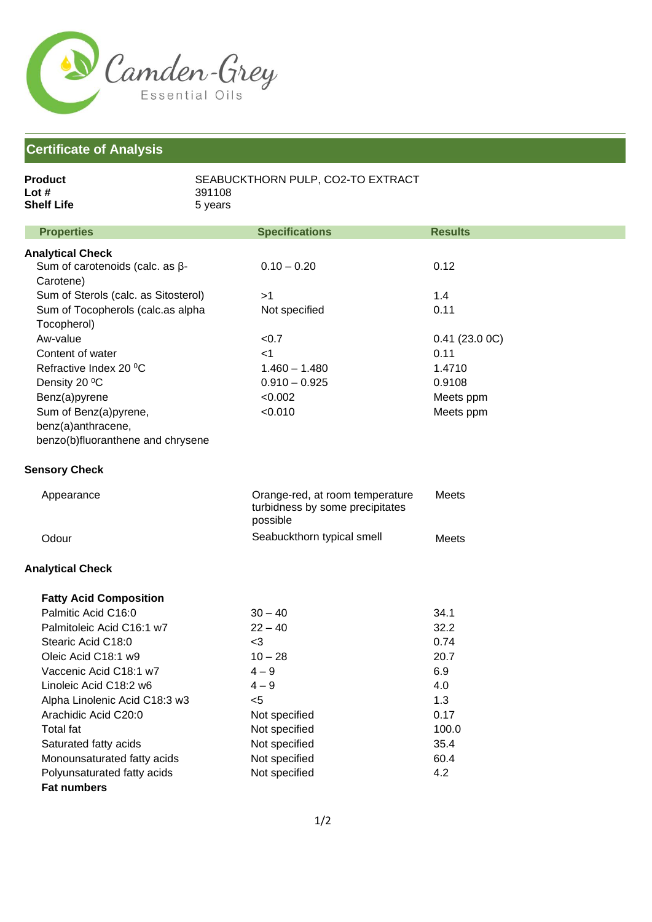## Certificate of Analysis

**Product** SEABUCKTHORN PULP, CO2-TO EXTRACT
**Lot #** 391108
**Shelf Life** 5 years

| Properties | Specifications | Results |
|---|---|---|
| **Analytical Check** | | |
| Sum of carotenoids (calc. as β-Carotene) | 0.10 – 0.20 | 0.12 |
| Sum of Sterols (calc. as Sitosterol) | >1 | 1.4 |
| Sum of Tocopherols (calc.as alpha Tocopherol) | Not specified | 0.11 |
| Aw-value | <0.7 | 0.41 (23.0 0C) |
| Content of water | <1 | 0.11 |
| Refractive Index 20 $^0$C | 1.460 – 1.480 | 1.4710 |
| Density 20 $^0$C | 0.910 – 0.925 | 0.9108 |
| Benz(a)pyrene | <0.002 | Meets ppm |
| Sum of Benz(a)pyrene, benz(a)anthracene, benzo(b)fluoranthene and chrysene | <0.010 | Meets ppm |
| **Sensory Check** | | |
| Appearance | Orange-red, at room temperature turbidness by some precipitates possible | Meets |
| Odour | Seabuckthorn typical smell | Meets |
| **Analytical Check** | | |
| **Fatty Acid Composition** | | |
| Palmitic Acid C16:0 | 30 – 40 | 34.1 |
| Palmitoleic Acid C16:1 w7 | 22 – 40 | 32.2 |
| Stearic Acid C18:0 | <3 | 0.74 |
| Oleic Acid C18:1 w9 | 10 – 28 | 20.7 |
| Vaccenic Acid C18:1 w7 | 4 – 9 | 6.9 |
| Linoleic Acid C18:2 w6 | 4 – 9 | 4.0 |
| Alpha Linolenic Acid C18:3 w3 | <5 | 1.3 |
| Arachidic Acid C20:0 | Not specified | 0.17 |
| Total fat | Not specified | 100.0 |
| Saturated fatty acids | Not specified | 35.4 |
| Monounsaturated fatty acids | Not specified | 60.4 |
| Polyunsaturated fatty acids | Not specified | 4.2 |
| **Fat numbers** | | |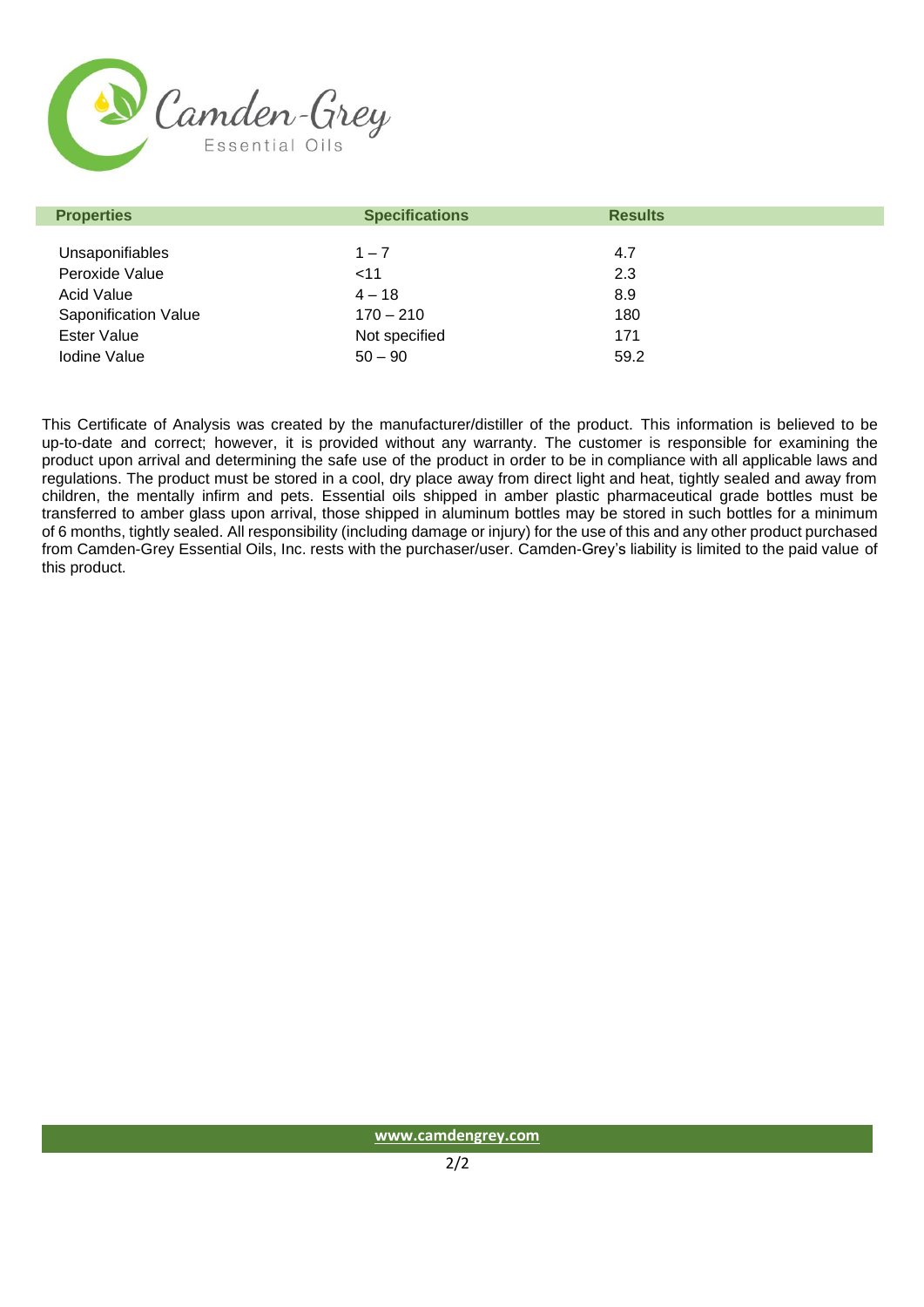Camden-Grey
Essential Oils

| Properties | Specifications | Results |
|---|---|---|
| Unsaponifiables | 1 – 7 | 4.7 |
| Peroxide Value | <11 | 2.3 |
| Acid Value | 4 – 18 | 8.9 |
| Saponification Value | 170 – 210 | 180 |
| Ester Value | Not specified | 171 |
| Iodine Value | 50 – 90 | 59.2 |

This Certificate of Analysis was created by the manufacturer/distiller of the product. This information is believed to be up-to-date and correct; however, it is provided without any warranty. The customer is responsible for examining the product upon arrival and determining the safe use of the product in order to be in compliance with all applicable laws and regulations. The product must be stored in a cool, dry place away from direct light and heat, tightly sealed and away from children, the mentally infirm and pets. Essential oils shipped in amber plastic pharmaceutical grade bottles must be transferred to amber glass upon arrival, those shipped in aluminum bottles may be stored in such bottles for a minimum of 6 months, tightly sealed. All responsibility (including damage or injury) for the use of this and any other product purchased from Camden-Grey Essential Oils, Inc. rests with the purchaser/user. Camden-Grey's liability is limited to the paid value of this product.

www.camdengrey.com